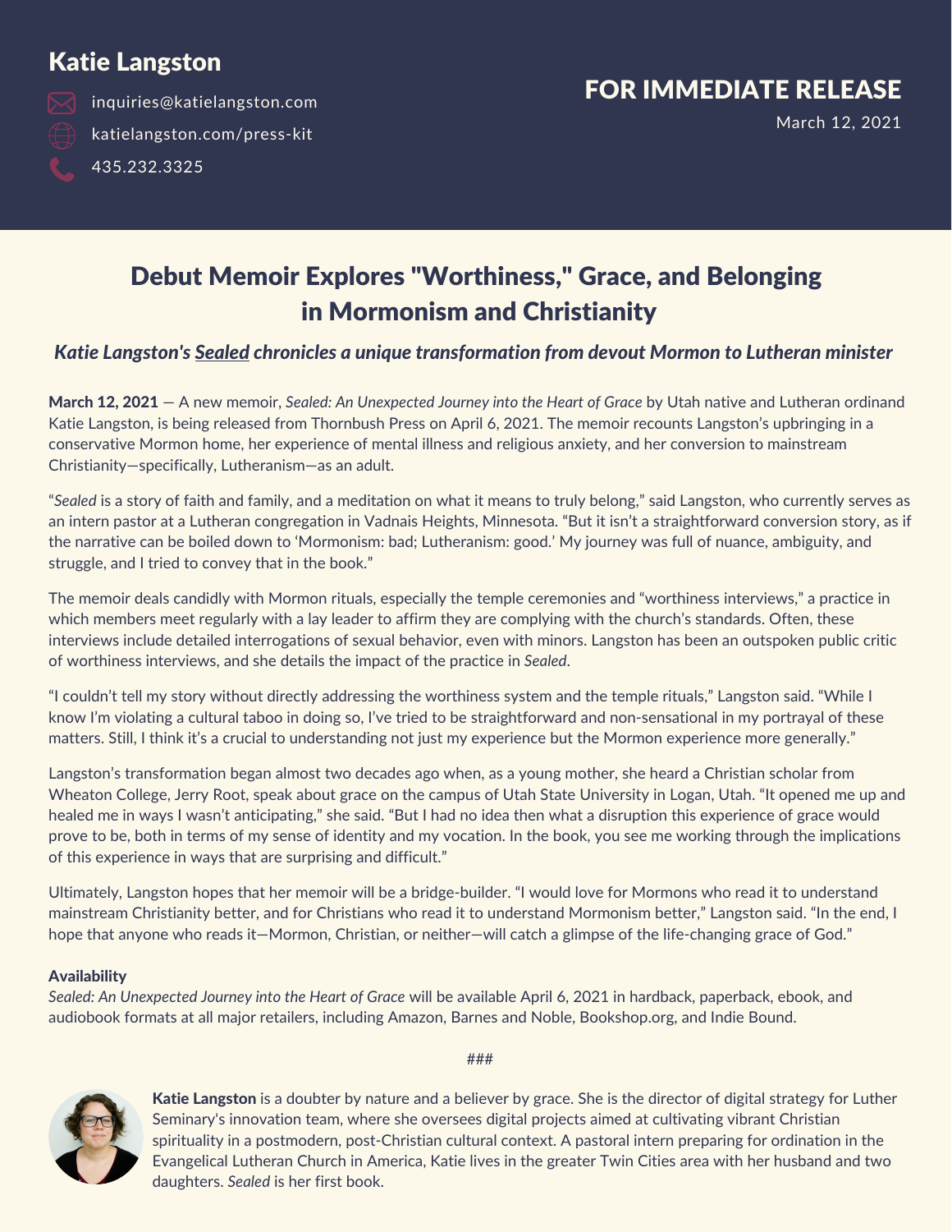# Katie Langston

inquiries@katielangston.com

katielangston.com/press-kit

435.232.3325

**FOR IMMEDIATE RELEASE**

March 12, 2021

## Debut Memoir Explores "Worthiness," Grace, and Belonging in Mormonism and Christianity

***Katie Langston's Sealed chronicles a unique transformation from devout Mormon to Lutheran minister***

**March 12, 2021** — A new memoir, *Sealed: An Unexpected Journey into the Heart of Grace* by Utah native and Lutheran ordinand Katie Langston, is being released from Thornbush Press on April 6, 2021. The memoir recounts Langston's upbringing in a conservative Mormon home, her experience of mental illness and religious anxiety, and her conversion to mainstream Christianity—specifically, Lutheranism—as an adult.

"*Sealed* is a story of faith and family, and a meditation on what it means to truly belong," said Langston, who currently serves as an intern pastor at a Lutheran congregation in Vadnais Heights, Minnesota. "But it isn't a straightforward conversion story, as if the narrative can be boiled down to 'Mormonism: bad; Lutheranism: good.' My journey was full of nuance, ambiguity, and struggle, and I tried to convey that in the book."

The memoir deals candidly with Mormon rituals, especially the temple ceremonies and "worthiness interviews," a practice in which members meet regularly with a lay leader to affirm they are complying with the church's standards. Often, these interviews include detailed interrogations of sexual behavior, even with minors. Langston has been an outspoken public critic of worthiness interviews, and she details the impact of the practice in *Sealed*.

"I couldn't tell my story without directly addressing the worthiness system and the temple rituals," Langston said. "While I know I'm violating a cultural taboo in doing so, I've tried to be straightforward and non-sensational in my portrayal of these matters. Still, I think it's a crucial to understanding not just my experience but the Mormon experience more generally."

Langston's transformation began almost two decades ago when, as a young mother, she heard a Christian scholar from Wheaton College, Jerry Root, speak about grace on the campus of Utah State University in Logan, Utah. "It opened me up and healed me in ways I wasn't anticipating," she said. "But I had no idea then what a disruption this experience of grace would prove to be, both in terms of my sense of identity and my vocation. In the book, you see me working through the implications of this experience in ways that are surprising and difficult."

Ultimately, Langston hopes that her memoir will be a bridge-builder. "I would love for Mormons who read it to understand mainstream Christianity better, and for Christians who read it to understand Mormonism better," Langston said. "In the end, I hope that anyone who reads it—Mormon, Christian, or neither—will catch a glimpse of the life-changing grace of God."

**Availability**

*Sealed: An Unexpected Journey into the Heart of Grace* will be available April 6, 2021 in hardback, paperback, ebook, and audiobook formats at all major retailers, including Amazon, Barnes and Noble, Bookshop.org, and Indie Bound.

###

**Katie Langston** is a doubter by nature and a believer by grace. She is the director of digital strategy for Luther Seminary's innovation team, where she oversees digital projects aimed at cultivating vibrant Christian spirituality in a postmodern, post-Christian cultural context. A pastoral intern preparing for ordination in the Evangelical Lutheran Church in America, Katie lives in the greater Twin Cities area with her husband and two daughters. *Sealed* is her first book.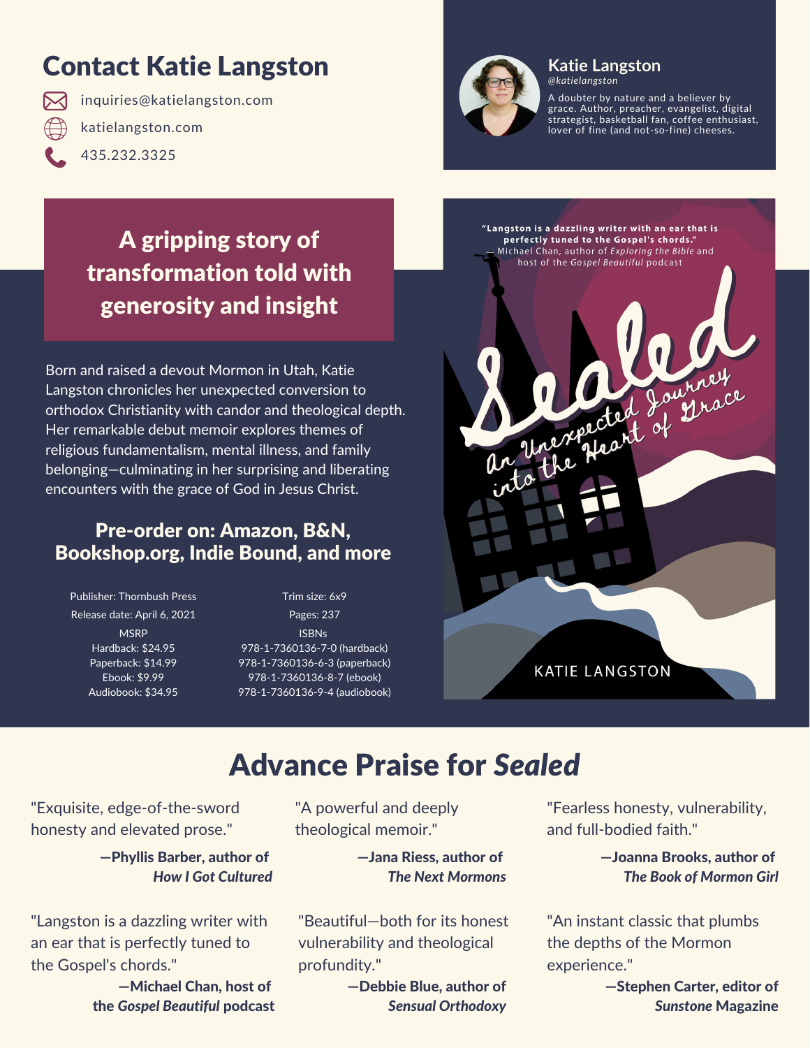# Contact Katie Langston

inquiries@katielangston.com

katielangston.com

435.232.3325

**Katie Langston**
*@katielangston*

A doubter by nature and a believer by grace. Author, preacher, evangelist, digital strategist, basketball fan, coffee enthusiast, lover of fine (and not-so-fine) cheeses.

## A gripping story of transformation told with generosity and insight

Born and raised a devout Mormon in Utah, Katie Langston chronicles her unexpected conversion to orthodox Christianity with candor and theological depth. Her remarkable debut memoir explores themes of religious fundamentalism, mental illness, and family belonging—culminating in her surprising and liberating encounters with the grace of God in Jesus Christ.

### Pre-order on: Amazon, B&N, Bookshop.org, Indie Bound, and more

Publisher: Thornbush Press
Release date: April 6, 2021
MSRP
Hardback: $24.95
Paperback: $14.99
Ebook: $9.99
Audiobook: $34.95

Trim size: 6x9
Pages: 237
ISBNs
978-1-7360136-7-0 (hardback)
978-1-7360136-6-3 (paperback)
978-1-7360136-8-7 (ebook)
978-1-7360136-9-4 (audiobook)

**"Langston is a dazzling writer with an ear that is perfectly tuned to the Gospel's chords."**
— Michael Chan, author of *Exploring the Bible* and host of the *Gospel Beautiful* podcast

Sealed
An Unexpected Journey into the Heart of Grace

KATIE LANGSTON

## Advance Praise for *Sealed*

"Exquisite, edge-of-the-sword honesty and elevated prose."

**—Phyllis Barber, author of *How I Got Cultured***

"A powerful and deeply theological memoir."

**—Jana Riess, author of *The Next Mormons***

"Fearless honesty, vulnerability, and full-bodied faith."

**—Joanna Brooks, author of *The Book of Mormon Girl***

"Langston is a dazzling writer with an ear that is perfectly tuned to the Gospel's chords."

**—Michael Chan, host of the *Gospel Beautiful* podcast**

"Beautiful—both for its honest vulnerability and theological profundity."

**—Debbie Blue, author of *Sensual Orthodoxy***

"An instant classic that plumbs the depths of the Mormon experience."

**—Stephen Carter, editor of *Sunstone* Magazine**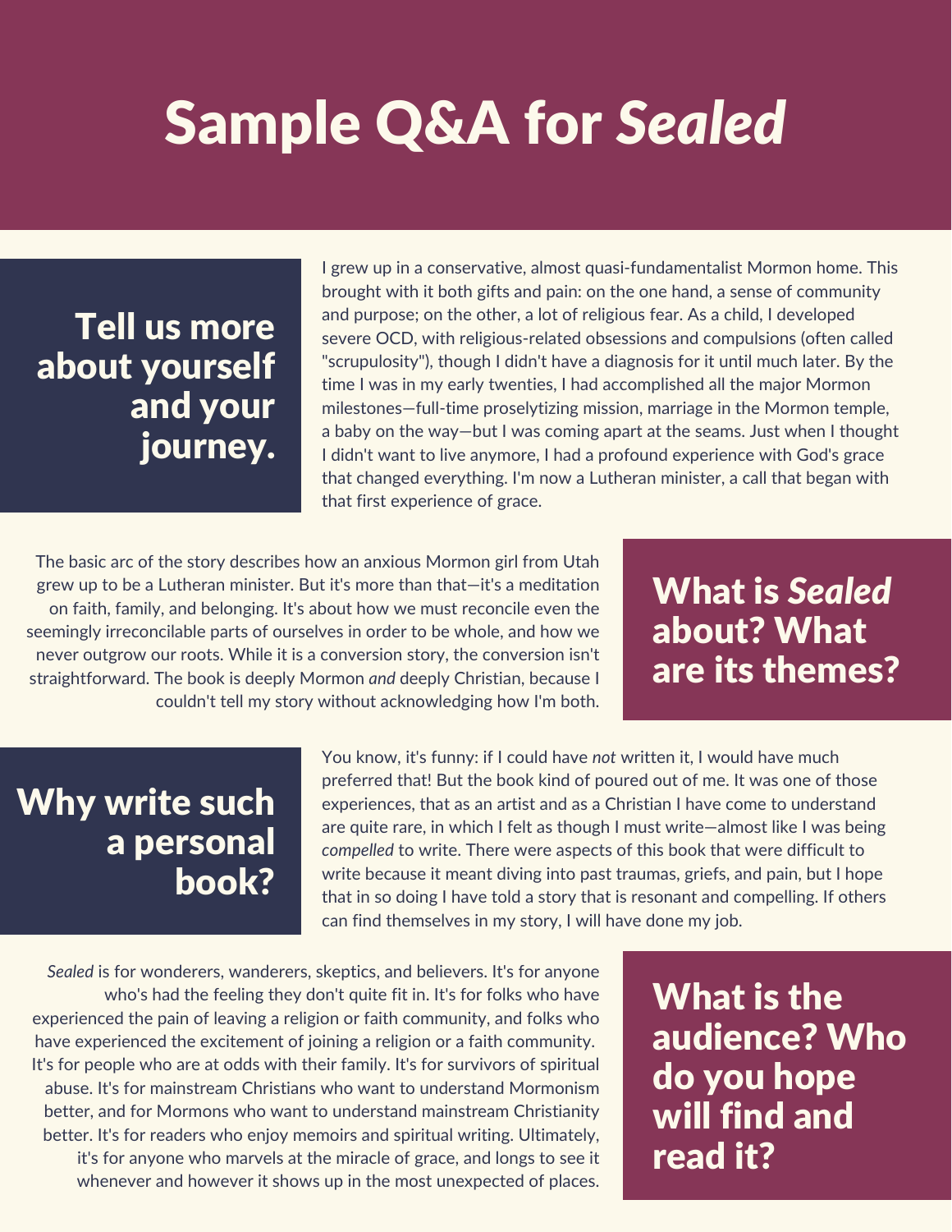# Sample Q&A for *Sealed*

## Tell us more about yourself and your journey.

I grew up in a conservative, almost quasi-fundamentalist Mormon home. This brought with it both gifts and pain: on the one hand, a sense of community and purpose; on the other, a lot of religious fear. As a child, I developed severe OCD, with religious-related obsessions and compulsions (often called "scrupulosity"), though I didn't have a diagnosis for it until much later. By the time I was in my early twenties, I had accomplished all the major Mormon milestones—full-time proselytizing mission, marriage in the Mormon temple, a baby on the way—but I was coming apart at the seams. Just when I thought I didn't want to live anymore, I had a profound experience with God's grace that changed everything. I'm now a Lutheran minister, a call that began with that first experience of grace.

## What is *Sealed* about? What are its themes?

The basic arc of the story describes how an anxious Mormon girl from Utah grew up to be a Lutheran minister. But it's more than that—it's a meditation on faith, family, and belonging. It's about how we must reconcile even the seemingly irreconcilable parts of ourselves in order to be whole, and how we never outgrow our roots. While it is a conversion story, the conversion isn't straightforward. The book is deeply Mormon *and* deeply Christian, because I couldn't tell my story without acknowledging how I'm both.

## Why write such a personal book?

You know, it's funny: if I could have *not* written it, I would have much preferred that! But the book kind of poured out of me. It was one of those experiences, that as an artist and as a Christian I have come to understand are quite rare, in which I felt as though I must write—almost like I was being *compelled* to write. There were aspects of this book that were difficult to write because it meant diving into past traumas, griefs, and pain, but I hope that in so doing I have told a story that is resonant and compelling. If others can find themselves in my story, I will have done my job.

## What is the audience? Who do you hope will find and read it?

*Sealed* is for wonderers, wanderers, skeptics, and believers. It's for anyone who's had the feeling they don't quite fit in. It's for folks who have experienced the pain of leaving a religion or faith community, and folks who have experienced the excitement of joining a religion or a faith community. It's for people who are at odds with their family. It's for survivors of spiritual abuse. It's for mainstream Christians who want to understand Mormonism better, and for Mormons who want to understand mainstream Christianity better. It's for readers who enjoy memoirs and spiritual writing. Ultimately, it's for anyone who marvels at the miracle of grace, and longs to see it whenever and however it shows up in the most unexpected of places.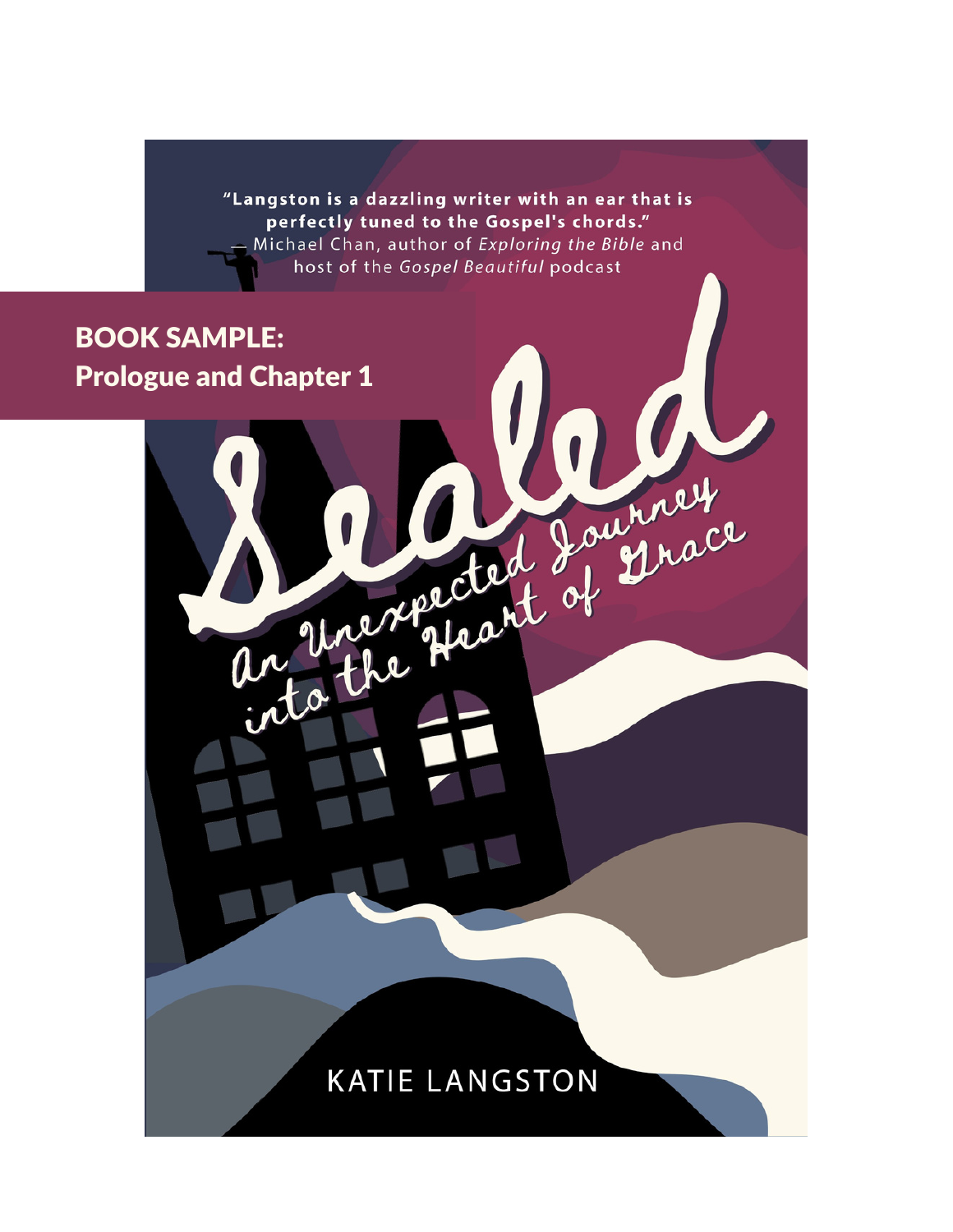"Langston is a dazzling writer with an ear that is perfectly tuned to the Gospel's chords."
— Michael Chan, author of *Exploring the Bible* and host of the *Gospel Beautiful* podcast

**BOOK SAMPLE:**
**Prologue and Chapter 1**

# Sealed

## An Unexpected Journey into the Heart of Grace

KATIE LANGSTON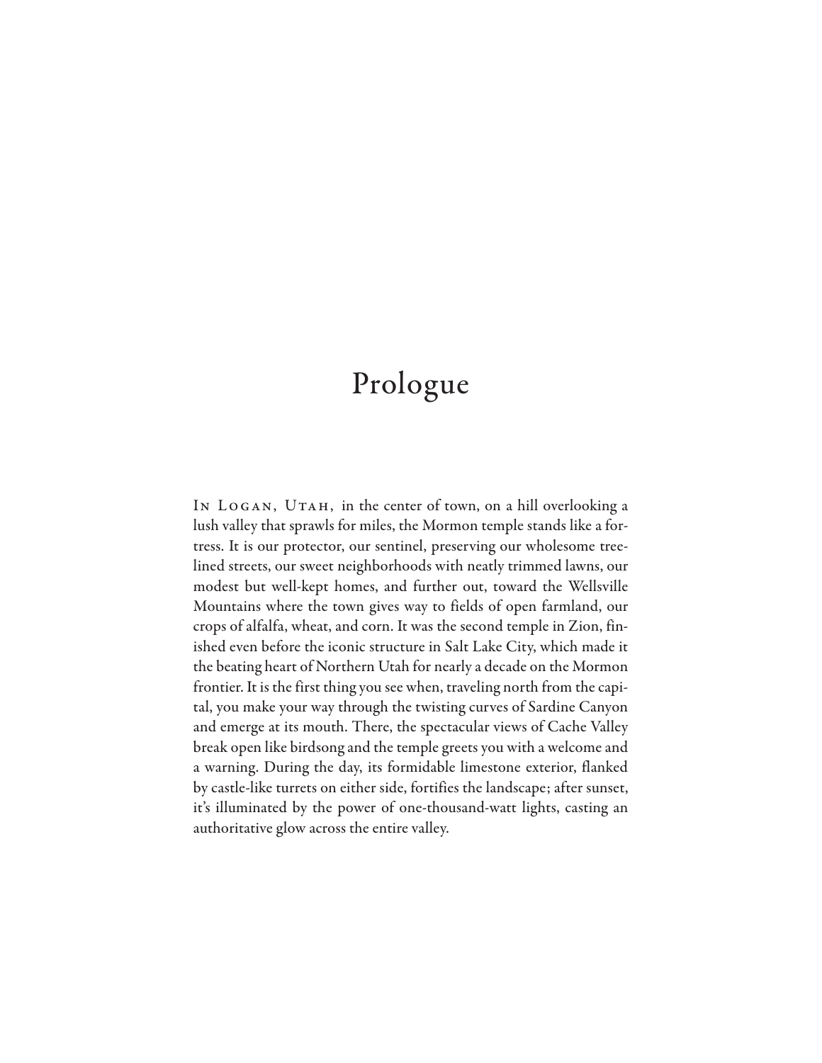# Prologue

In Logan, Utah, in the center of town, on a hill overlooking a lush valley that sprawls for miles, the Mormon temple stands like a fortress. It is our protector, our sentinel, preserving our wholesome tree-lined streets, our sweet neighborhoods with neatly trimmed lawns, our modest but well-kept homes, and further out, toward the Wellsville Mountains where the town gives way to fields of open farmland, our crops of alfalfa, wheat, and corn. It was the second temple in Zion, finished even before the iconic structure in Salt Lake City, which made it the beating heart of Northern Utah for nearly a decade on the Mormon frontier. It is the first thing you see when, traveling north from the capital, you make your way through the twisting curves of Sardine Canyon and emerge at its mouth. There, the spectacular views of Cache Valley break open like birdsong and the temple greets you with a welcome and a warning. During the day, its formidable limestone exterior, flanked by castle-like turrets on either side, fortifies the landscape; after sunset, it's illuminated by the power of one-thousand-watt lights, casting an authoritative glow across the entire valley.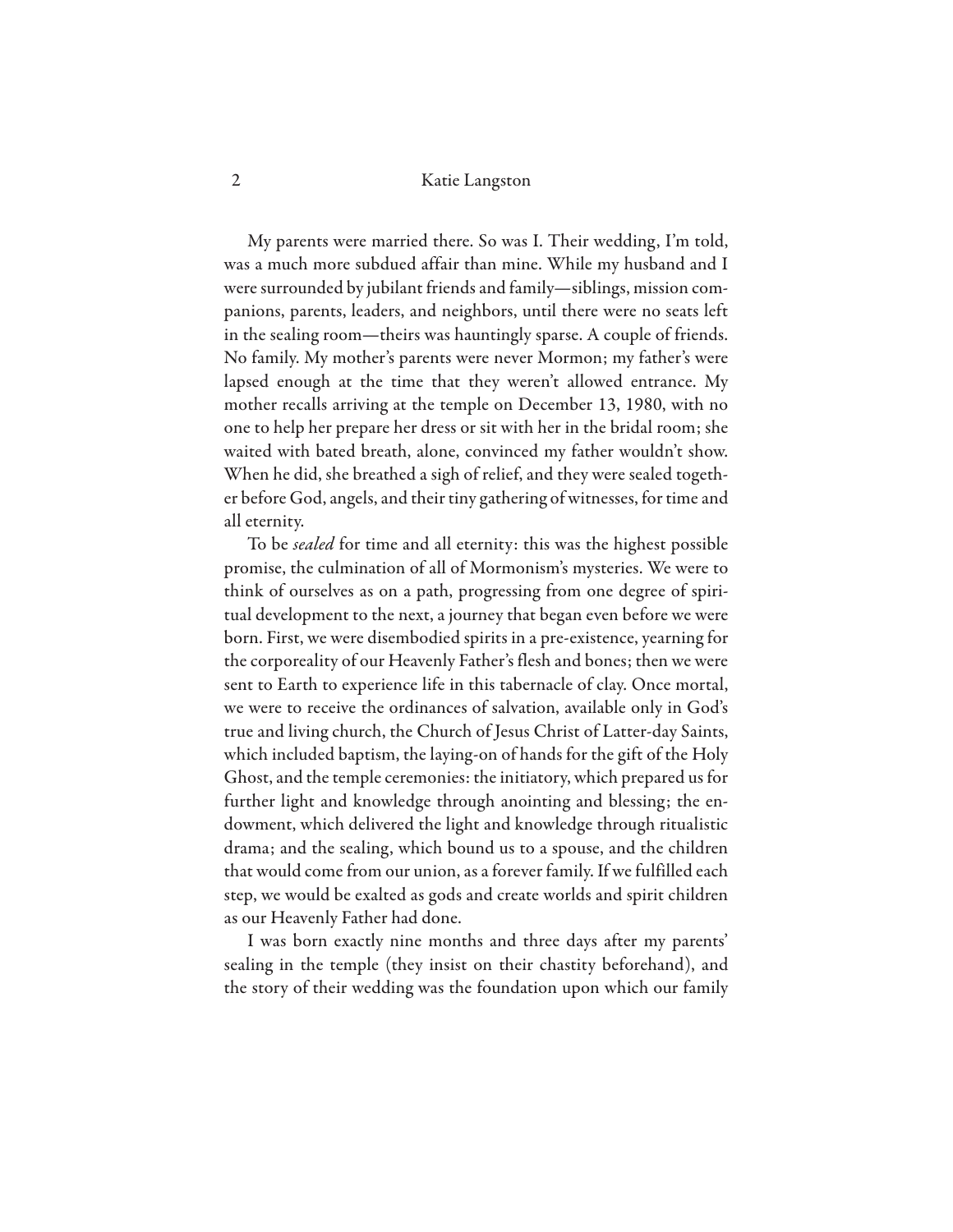My parents were married there. So was I. Their wedding, I'm told, was a much more subdued affair than mine. While my husband and I were surrounded by jubilant friends and family—siblings, mission companions, parents, leaders, and neighbors, until there were no seats left in the sealing room—theirs was hauntingly sparse. A couple of friends. No family. My mother's parents were never Mormon; my father's were lapsed enough at the time that they weren't allowed entrance. My mother recalls arriving at the temple on December 13, 1980, with no one to help her prepare her dress or sit with her in the bridal room; she waited with bated breath, alone, convinced my father wouldn't show. When he did, she breathed a sigh of relief, and they were sealed together before God, angels, and their tiny gathering of witnesses, for time and all eternity.

To be *sealed* for time and all eternity: this was the highest possible promise, the culmination of all of Mormonism's mysteries. We were to think of ourselves as on a path, progressing from one degree of spiritual development to the next, a journey that began even before we were born. First, we were disembodied spirits in a pre-existence, yearning for the corporeality of our Heavenly Father's flesh and bones; then we were sent to Earth to experience life in this tabernacle of clay. Once mortal, we were to receive the ordinances of salvation, available only in God's true and living church, the Church of Jesus Christ of Latter-day Saints, which included baptism, the laying-on of hands for the gift of the Holy Ghost, and the temple ceremonies: the initiatory, which prepared us for further light and knowledge through anointing and blessing; the endowment, which delivered the light and knowledge through ritualistic drama; and the sealing, which bound us to a spouse, and the children that would come from our union, as a forever family. If we fulfilled each step, we would be exalted as gods and create worlds and spirit children as our Heavenly Father had done.

I was born exactly nine months and three days after my parents' sealing in the temple (they insist on their chastity beforehand), and the story of their wedding was the foundation upon which our family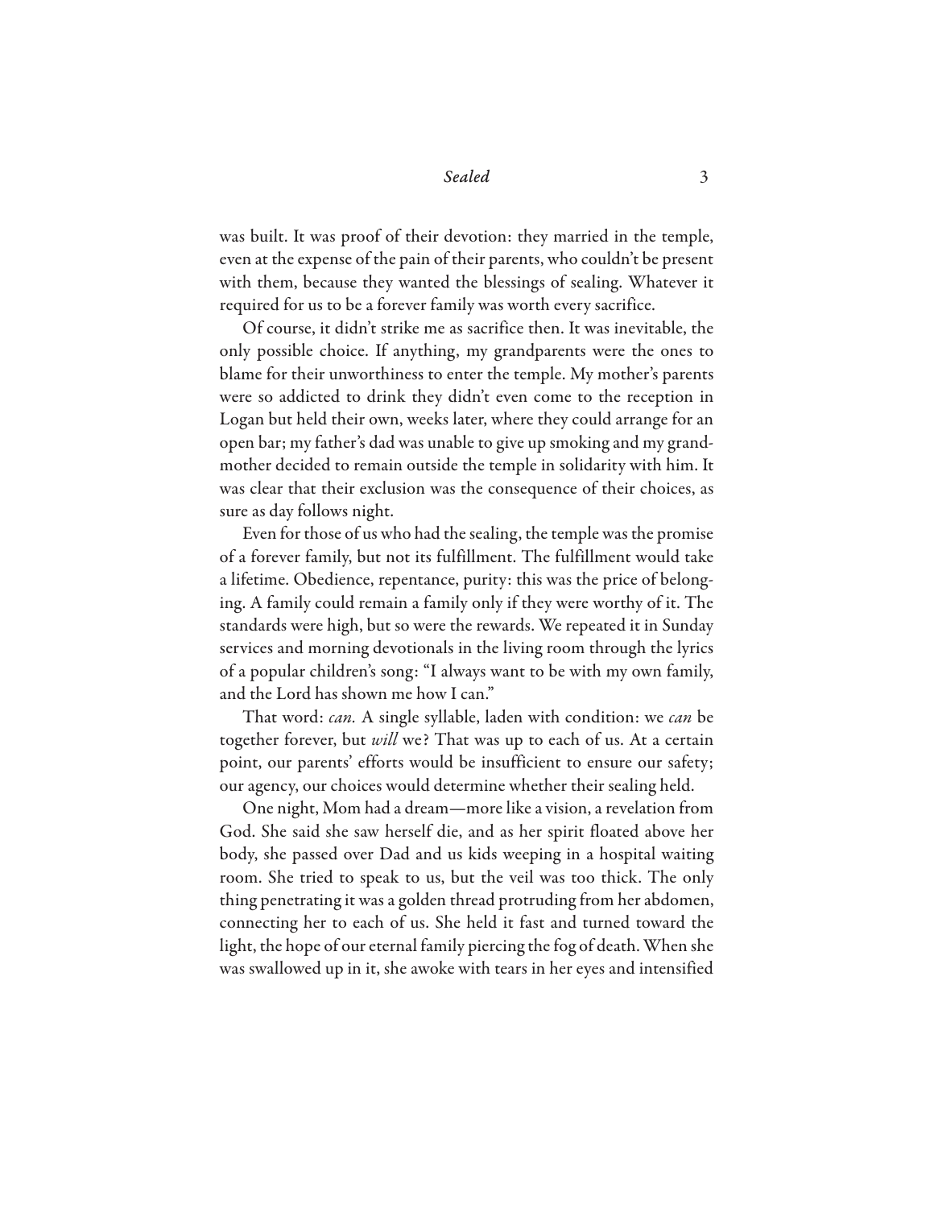was built. It was proof of their devotion: they married in the temple, even at the expense of the pain of their parents, who couldn't be present with them, because they wanted the blessings of sealing. Whatever it required for us to be a forever family was worth every sacrifice.

Of course, it didn't strike me as sacrifice then. It was inevitable, the only possible choice. If anything, my grandparents were the ones to blame for their unworthiness to enter the temple. My mother's parents were so addicted to drink they didn't even come to the reception in Logan but held their own, weeks later, where they could arrange for an open bar; my father's dad was unable to give up smoking and my grandmother decided to remain outside the temple in solidarity with him. It was clear that their exclusion was the consequence of their choices, as sure as day follows night.

Even for those of us who had the sealing, the temple was the promise of a forever family, but not its fulfillment. The fulfillment would take a lifetime. Obedience, repentance, purity: this was the price of belonging. A family could remain a family only if they were worthy of it. The standards were high, but so were the rewards. We repeated it in Sunday services and morning devotionals in the living room through the lyrics of a popular children's song: "I always want to be with my own family, and the Lord has shown me how I can."

That word: *can.* A single syllable, laden with condition: we *can* be together forever, but *will* we? That was up to each of us. At a certain point, our parents' efforts would be insufficient to ensure our safety; our agency, our choices would determine whether their sealing held.

One night, Mom had a dream—more like a vision, a revelation from God. She said she saw herself die, and as her spirit floated above her body, she passed over Dad and us kids weeping in a hospital waiting room. She tried to speak to us, but the veil was too thick. The only thing penetrating it was a golden thread protruding from her abdomen, connecting her to each of us. She held it fast and turned toward the light, the hope of our eternal family piercing the fog of death. When she was swallowed up in it, she awoke with tears in her eyes and intensified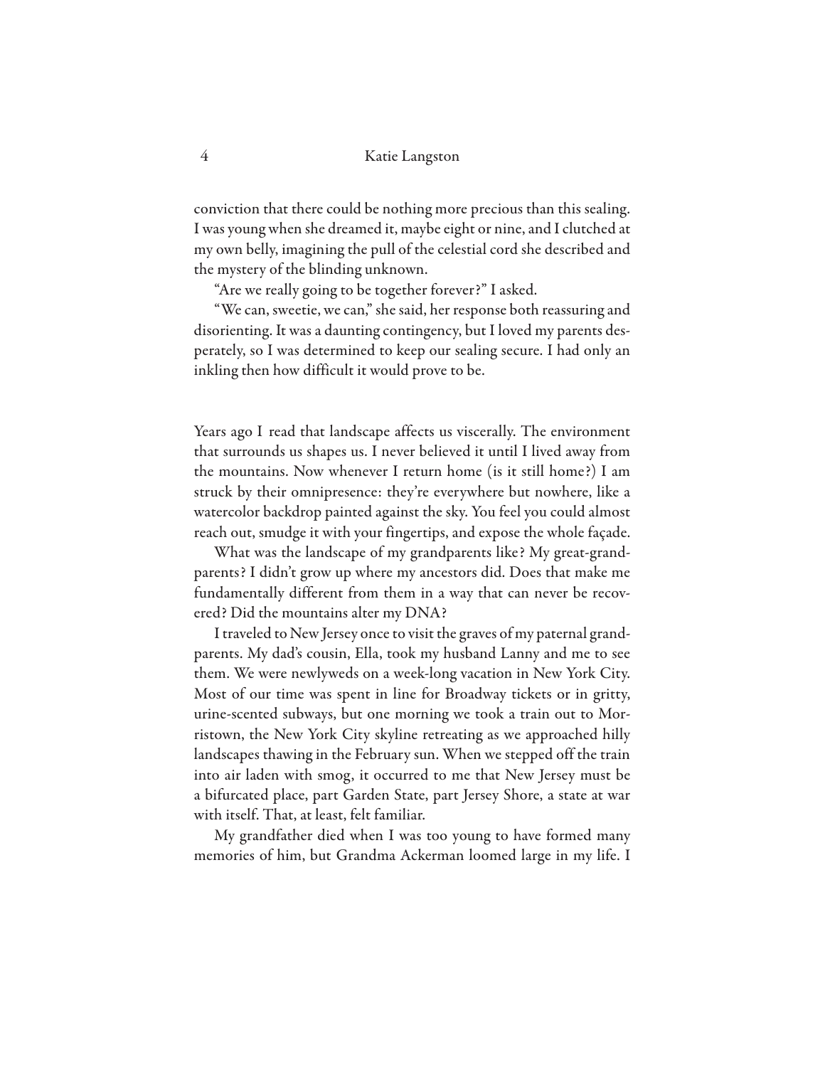conviction that there could be nothing more precious than this sealing. I was young when she dreamed it, maybe eight or nine, and I clutched at my own belly, imagining the pull of the celestial cord she described and the mystery of the blinding unknown.

"Are we really going to be together forever?" I asked.

"We can, sweetie, we can," she said, her response both reassuring and disorienting. It was a daunting contingency, but I loved my parents desperately, so I was determined to keep our sealing secure. I had only an inkling then how difficult it would prove to be.

Years ago I read that landscape affects us viscerally. The environment that surrounds us shapes us. I never believed it until I lived away from the mountains. Now whenever I return home (is it still home?) I am struck by their omnipresence: they're everywhere but nowhere, like a watercolor backdrop painted against the sky. You feel you could almost reach out, smudge it with your fingertips, and expose the whole façade.

What was the landscape of my grandparents like? My great-grandparents? I didn't grow up where my ancestors did. Does that make me fundamentally different from them in a way that can never be recovered? Did the mountains alter my DNA?

I traveled to New Jersey once to visit the graves of my paternal grandparents. My dad's cousin, Ella, took my husband Lanny and me to see them. We were newlyweds on a week-long vacation in New York City. Most of our time was spent in line for Broadway tickets or in gritty, urine-scented subways, but one morning we took a train out to Morristown, the New York City skyline retreating as we approached hilly landscapes thawing in the February sun. When we stepped off the train into air laden with smog, it occurred to me that New Jersey must be a bifurcated place, part Garden State, part Jersey Shore, a state at war with itself. That, at least, felt familiar.

My grandfather died when I was too young to have formed many memories of him, but Grandma Ackerman loomed large in my life. I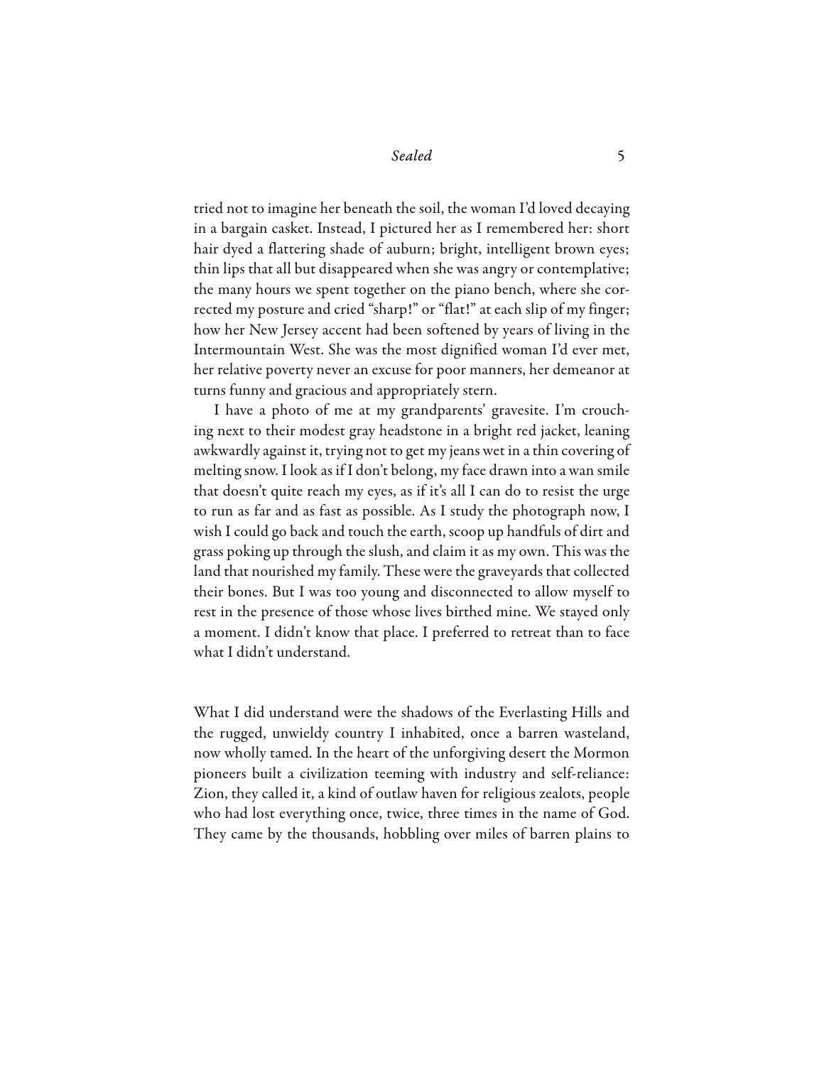tried not to imagine her beneath the soil, the woman I'd loved decaying in a bargain casket. Instead, I pictured her as I remembered her: short hair dyed a flattering shade of auburn; bright, intelligent brown eyes; thin lips that all but disappeared when she was angry or contemplative; the many hours we spent together on the piano bench, where she corrected my posture and cried "sharp!" or "flat!" at each slip of my finger; how her New Jersey accent had been softened by years of living in the Intermountain West. She was the most dignified woman I'd ever met, her relative poverty never an excuse for poor manners, her demeanor at turns funny and gracious and appropriately stern.

I have a photo of me at my grandparents' gravesite. I'm crouching next to their modest gray headstone in a bright red jacket, leaning awkwardly against it, trying not to get my jeans wet in a thin covering of melting snow. I look as if I don't belong, my face drawn into a wan smile that doesn't quite reach my eyes, as if it's all I can do to resist the urge to run as far and as fast as possible. As I study the photograph now, I wish I could go back and touch the earth, scoop up handfuls of dirt and grass poking up through the slush, and claim it as my own. This was the land that nourished my family. These were the graveyards that collected their bones. But I was too young and disconnected to allow myself to rest in the presence of those whose lives birthed mine. We stayed only a moment. I didn't know that place. I preferred to retreat than to face what I didn't understand.

What I did understand were the shadows of the Everlasting Hills and the rugged, unwieldy country I inhabited, once a barren wasteland, now wholly tamed. In the heart of the unforgiving desert the Mormon pioneers built a civilization teeming with industry and self-reliance: Zion, they called it, a kind of outlaw haven for religious zealots, people who had lost everything once, twice, three times in the name of God. They came by the thousands, hobbling over miles of barren plains to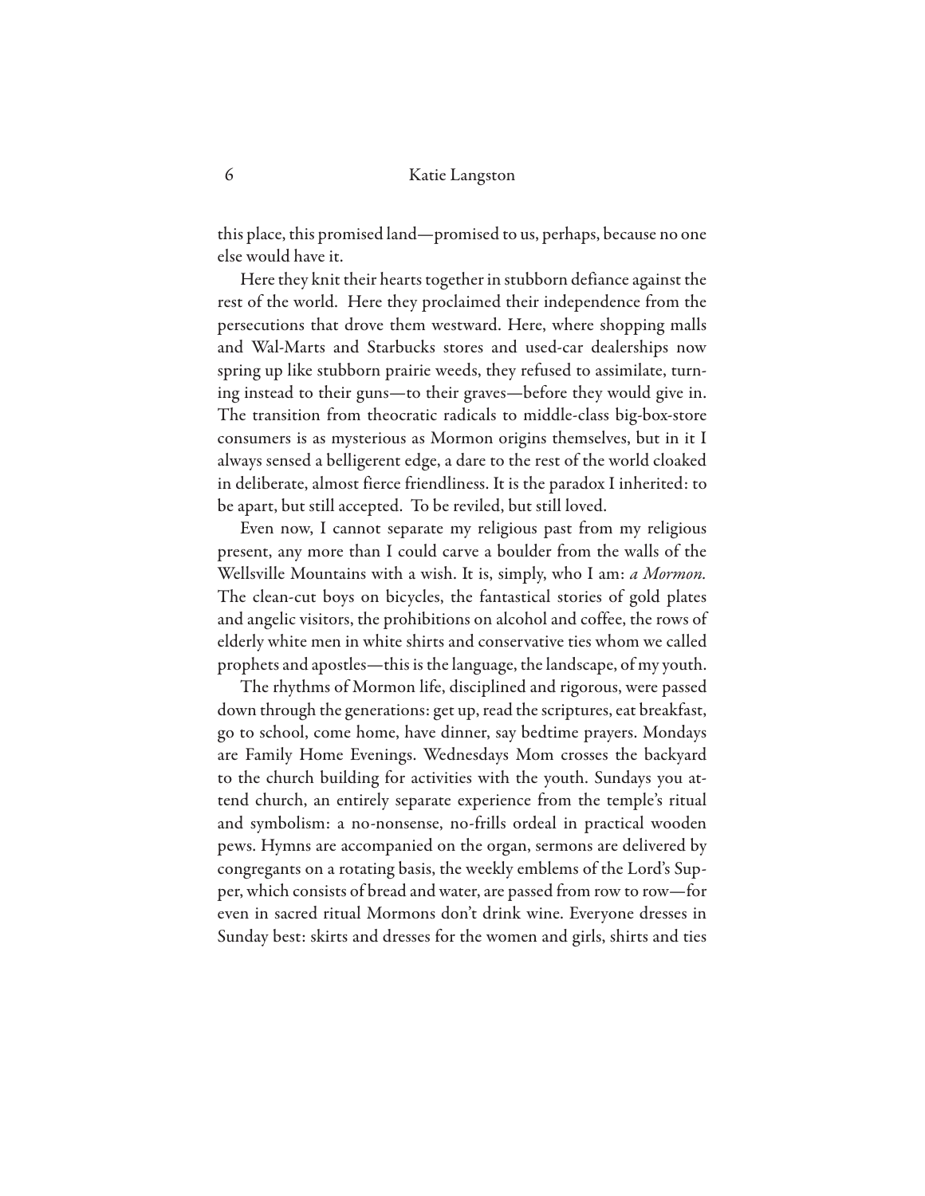this place, this promised land—promised to us, perhaps, because no one else would have it.

Here they knit their hearts together in stubborn defiance against the rest of the world. Here they proclaimed their independence from the persecutions that drove them westward. Here, where shopping malls and Wal-Marts and Starbucks stores and used-car dealerships now spring up like stubborn prairie weeds, they refused to assimilate, turning instead to their guns—to their graves—before they would give in. The transition from theocratic radicals to middle-class big-box-store consumers is as mysterious as Mormon origins themselves, but in it I always sensed a belligerent edge, a dare to the rest of the world cloaked in deliberate, almost fierce friendliness. It is the paradox I inherited: to be apart, but still accepted. To be reviled, but still loved.

Even now, I cannot separate my religious past from my religious present, any more than I could carve a boulder from the walls of the Wellsville Mountains with a wish. It is, simply, who I am: *a Mormon.* The clean-cut boys on bicycles, the fantastical stories of gold plates and angelic visitors, the prohibitions on alcohol and coffee, the rows of elderly white men in white shirts and conservative ties whom we called prophets and apostles—this is the language, the landscape, of my youth.

The rhythms of Mormon life, disciplined and rigorous, were passed down through the generations: get up, read the scriptures, eat breakfast, go to school, come home, have dinner, say bedtime prayers. Mondays are Family Home Evenings. Wednesdays Mom crosses the backyard to the church building for activities with the youth. Sundays you attend church, an entirely separate experience from the temple's ritual and symbolism: a no-nonsense, no-frills ordeal in practical wooden pews. Hymns are accompanied on the organ, sermons are delivered by congregants on a rotating basis, the weekly emblems of the Lord's Supper, which consists of bread and water, are passed from row to row—for even in sacred ritual Mormons don't drink wine. Everyone dresses in Sunday best: skirts and dresses for the women and girls, shirts and ties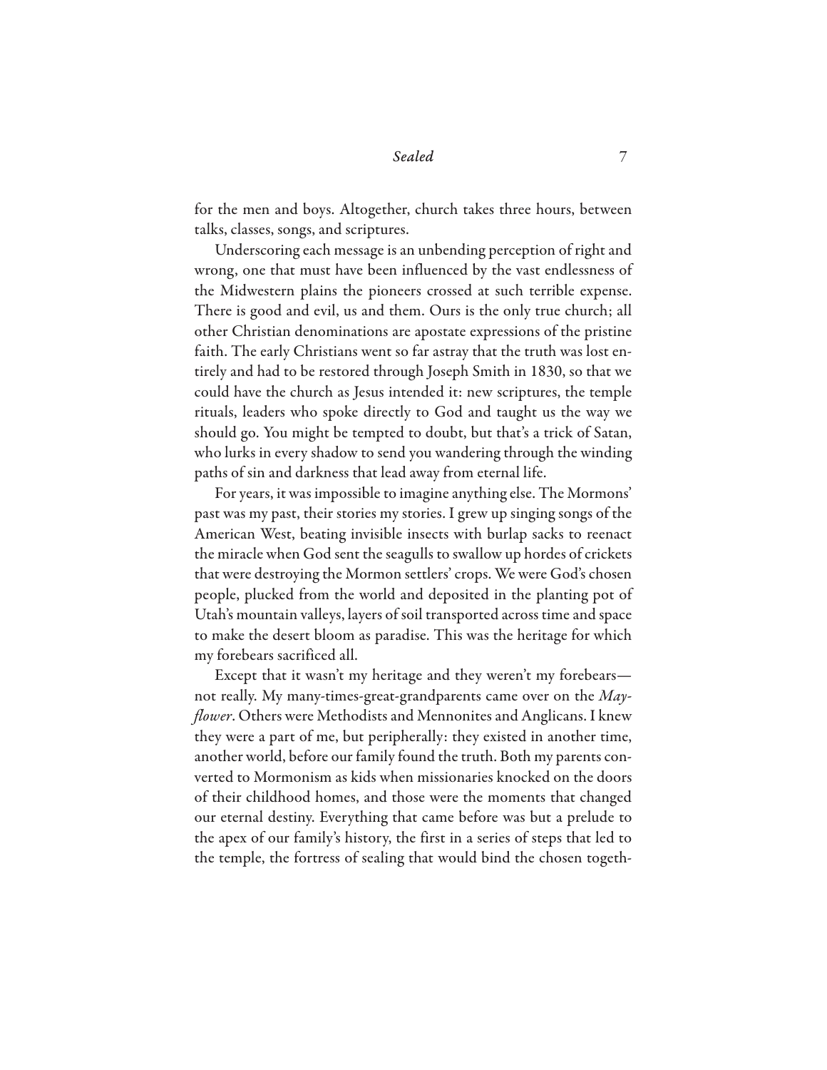for the men and boys. Altogether, church takes three hours, between talks, classes, songs, and scriptures.

Underscoring each message is an unbending perception of right and wrong, one that must have been influenced by the vast endlessness of the Midwestern plains the pioneers crossed at such terrible expense. There is good and evil, us and them. Ours is the only true church; all other Christian denominations are apostate expressions of the pristine faith. The early Christians went so far astray that the truth was lost entirely and had to be restored through Joseph Smith in 1830, so that we could have the church as Jesus intended it: new scriptures, the temple rituals, leaders who spoke directly to God and taught us the way we should go. You might be tempted to doubt, but that's a trick of Satan, who lurks in every shadow to send you wandering through the winding paths of sin and darkness that lead away from eternal life.

For years, it was impossible to imagine anything else. The Mormons' past was my past, their stories my stories. I grew up singing songs of the American West, beating invisible insects with burlap sacks to reenact the miracle when God sent the seagulls to swallow up hordes of crickets that were destroying the Mormon settlers' crops. We were God's chosen people, plucked from the world and deposited in the planting pot of Utah's mountain valleys, layers of soil transported across time and space to make the desert bloom as paradise. This was the heritage for which my forebears sacrificed all.

Except that it wasn't my heritage and they weren't my forebears—not really. My many-times-great-grandparents came over on the *Mayflower*. Others were Methodists and Mennonites and Anglicans. I knew they were a part of me, but peripherally: they existed in another time, another world, before our family found the truth. Both my parents converted to Mormonism as kids when missionaries knocked on the doors of their childhood homes, and those were the moments that changed our eternal destiny. Everything that came before was but a prelude to the apex of our family's history, the first in a series of steps that led to the temple, the fortress of sealing that would bind the chosen togeth-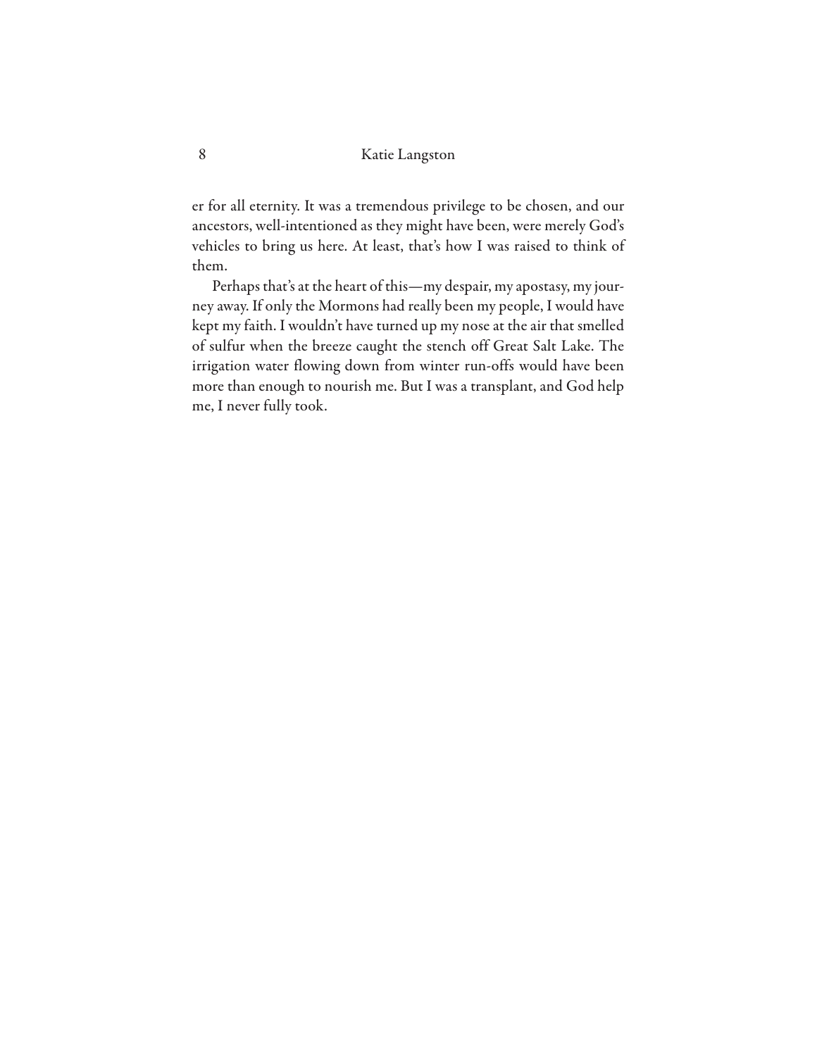er for all eternity. It was a tremendous privilege to be chosen, and our ancestors, well-intentioned as they might have been, were merely God's vehicles to bring us here. At least, that's how I was raised to think of them.

Perhaps that's at the heart of this—my despair, my apostasy, my journey away. If only the Mormons had really been my people, I would have kept my faith. I wouldn't have turned up my nose at the air that smelled of sulfur when the breeze caught the stench off Great Salt Lake. The irrigation water flowing down from winter run-offs would have been more than enough to nourish me. But I was a transplant, and God help me, I never fully took.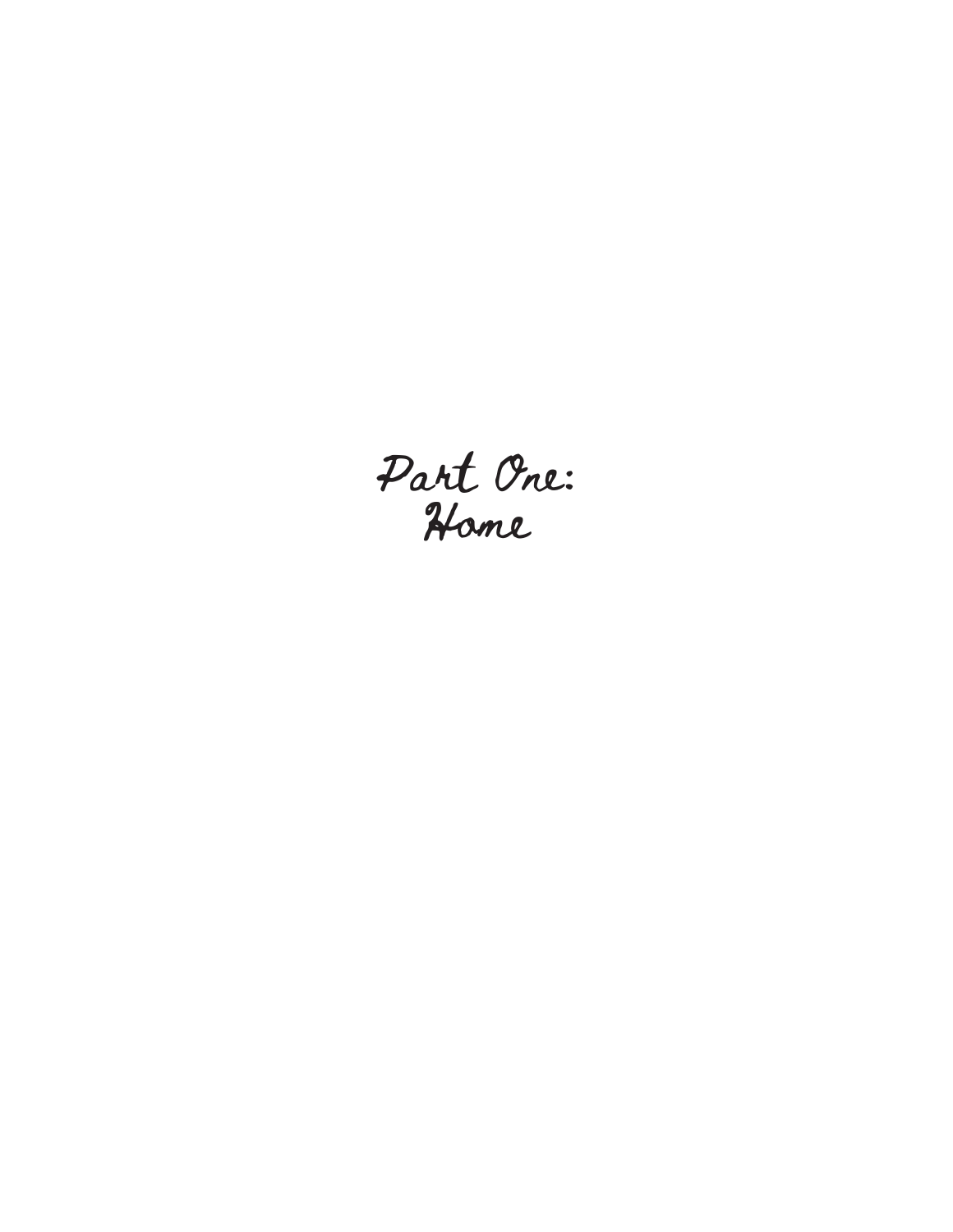# Part One:
# Home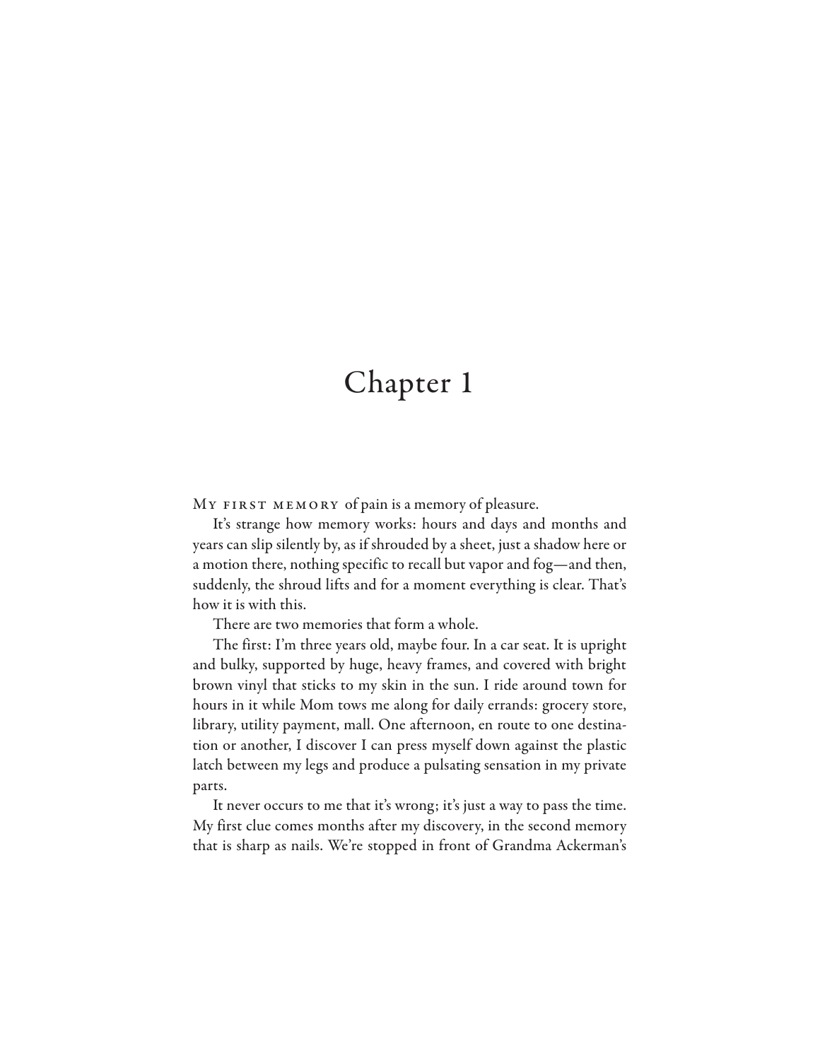# Chapter 1

My first memory of pain is a memory of pleasure.

It's strange how memory works: hours and days and months and years can slip silently by, as if shrouded by a sheet, just a shadow here or a motion there, nothing specific to recall but vapor and fog—and then, suddenly, the shroud lifts and for a moment everything is clear. That's how it is with this.

There are two memories that form a whole.

The first: I'm three years old, maybe four. In a car seat. It is upright and bulky, supported by huge, heavy frames, and covered with bright brown vinyl that sticks to my skin in the sun. I ride around town for hours in it while Mom tows me along for daily errands: grocery store, library, utility payment, mall. One afternoon, en route to one destination or another, I discover I can press myself down against the plastic latch between my legs and produce a pulsating sensation in my private parts.

It never occurs to me that it's wrong; it's just a way to pass the time. My first clue comes months after my discovery, in the second memory that is sharp as nails. We're stopped in front of Grandma Ackerman's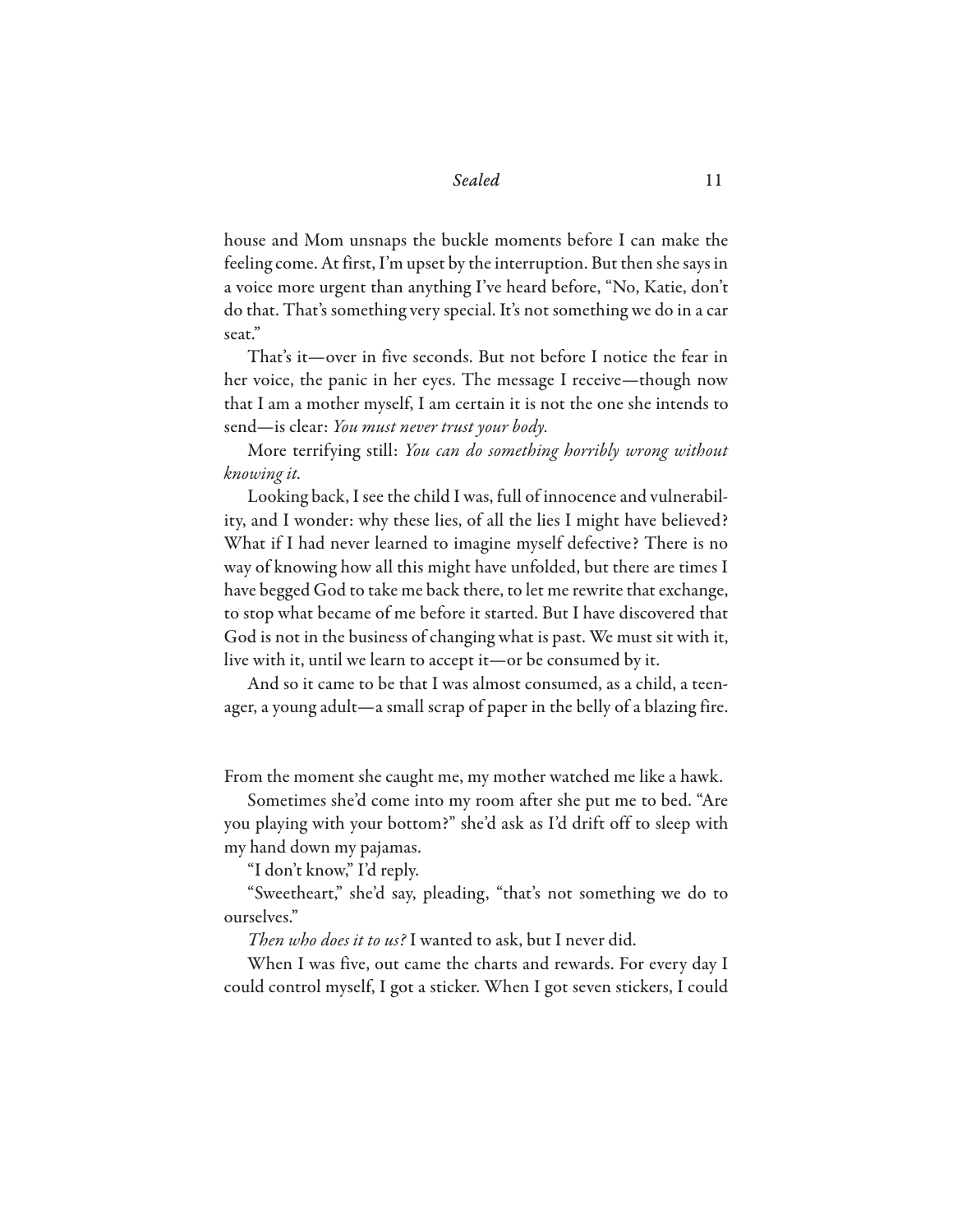house and Mom unsnaps the buckle moments before I can make the feeling come. At first, I'm upset by the interruption. But then she says in a voice more urgent than anything I've heard before, "No, Katie, don't do that. That's something very special. It's not something we do in a car seat."

That's it—over in five seconds. But not before I notice the fear in her voice, the panic in her eyes. The message I receive—though now that I am a mother myself, I am certain it is not the one she intends to send—is clear: *You must never trust your body.*

More terrifying still: *You can do something horribly wrong without knowing it.*

Looking back, I see the child I was, full of innocence and vulnerability, and I wonder: why these lies, of all the lies I might have believed? What if I had never learned to imagine myself defective? There is no way of knowing how all this might have unfolded, but there are times I have begged God to take me back there, to let me rewrite that exchange, to stop what became of me before it started. But I have discovered that God is not in the business of changing what is past. We must sit with it, live with it, until we learn to accept it—or be consumed by it.

And so it came to be that I was almost consumed, as a child, a teenager, a young adult—a small scrap of paper in the belly of a blazing fire.

From the moment she caught me, my mother watched me like a hawk.

Sometimes she'd come into my room after she put me to bed. "Are you playing with your bottom?" she'd ask as I'd drift off to sleep with my hand down my pajamas.

"I don't know," I'd reply.

"Sweetheart," she'd say, pleading, "that's not something we do to ourselves."

*Then who does it to us?* I wanted to ask, but I never did.

When I was five, out came the charts and rewards. For every day I could control myself, I got a sticker. When I got seven stickers, I could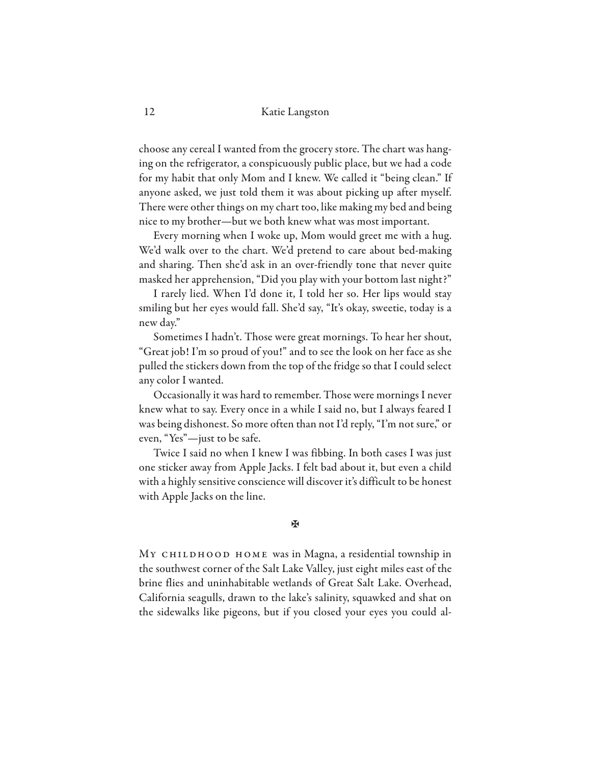choose any cereal I wanted from the grocery store. The chart was hanging on the refrigerator, a conspicuously public place, but we had a code for my habit that only Mom and I knew. We called it "being clean." If anyone asked, we just told them it was about picking up after myself. There were other things on my chart too, like making my bed and being nice to my brother—but we both knew what was most important.

Every morning when I woke up, Mom would greet me with a hug. We'd walk over to the chart. We'd pretend to care about bed-making and sharing. Then she'd ask in an over-friendly tone that never quite masked her apprehension, "Did you play with your bottom last night?"

I rarely lied. When I'd done it, I told her so. Her lips would stay smiling but her eyes would fall. She'd say, "It's okay, sweetie, today is a new day."

Sometimes I hadn't. Those were great mornings. To hear her shout, "Great job! I'm so proud of you!" and to see the look on her face as she pulled the stickers down from the top of the fridge so that I could select any color I wanted.

Occasionally it was hard to remember. Those were mornings I never knew what to say. Every once in a while I said no, but I always feared I was being dishonest. So more often than not I'd reply, "I'm not sure," or even, "Yes"—just to be safe.

Twice I said no when I knew I was fibbing. In both cases I was just one sticker away from Apple Jacks. I felt bad about it, but even a child with a highly sensitive conscience will discover it's difficult to be honest with Apple Jacks on the line.

✠

My childhood home was in Magna, a residential township in the southwest corner of the Salt Lake Valley, just eight miles east of the brine flies and uninhabitable wetlands of Great Salt Lake. Overhead, California seagulls, drawn to the lake's salinity, squawked and shat on the sidewalks like pigeons, but if you closed your eyes you could al-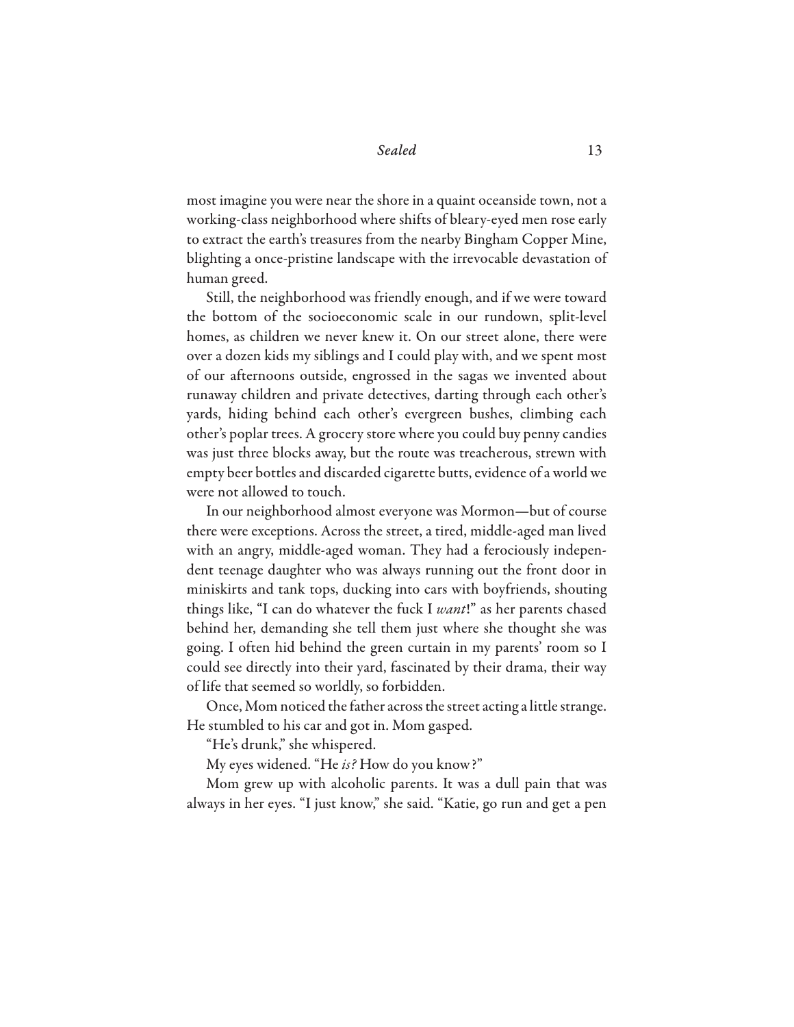most imagine you were near the shore in a quaint oceanside town, not a working-class neighborhood where shifts of bleary-eyed men rose early to extract the earth's treasures from the nearby Bingham Copper Mine, blighting a once-pristine landscape with the irrevocable devastation of human greed.

Still, the neighborhood was friendly enough, and if we were toward the bottom of the socioeconomic scale in our rundown, split-level homes, as children we never knew it. On our street alone, there were over a dozen kids my siblings and I could play with, and we spent most of our afternoons outside, engrossed in the sagas we invented about runaway children and private detectives, darting through each other's yards, hiding behind each other's evergreen bushes, climbing each other's poplar trees. A grocery store where you could buy penny candies was just three blocks away, but the route was treacherous, strewn with empty beer bottles and discarded cigarette butts, evidence of a world we were not allowed to touch.

In our neighborhood almost everyone was Mormon—but of course there were exceptions. Across the street, a tired, middle-aged man lived with an angry, middle-aged woman. They had a ferociously independent teenage daughter who was always running out the front door in miniskirts and tank tops, ducking into cars with boyfriends, shouting things like, "I can do whatever the fuck I *want*!" as her parents chased behind her, demanding she tell them just where she thought she was going. I often hid behind the green curtain in my parents' room so I could see directly into their yard, fascinated by their drama, their way of life that seemed so worldly, so forbidden.

Once, Mom noticed the father across the street acting a little strange. He stumbled to his car and got in. Mom gasped.

"He's drunk," she whispered.

My eyes widened. "He *is?* How do you know?"

Mom grew up with alcoholic parents. It was a dull pain that was always in her eyes. "I just know," she said. "Katie, go run and get a pen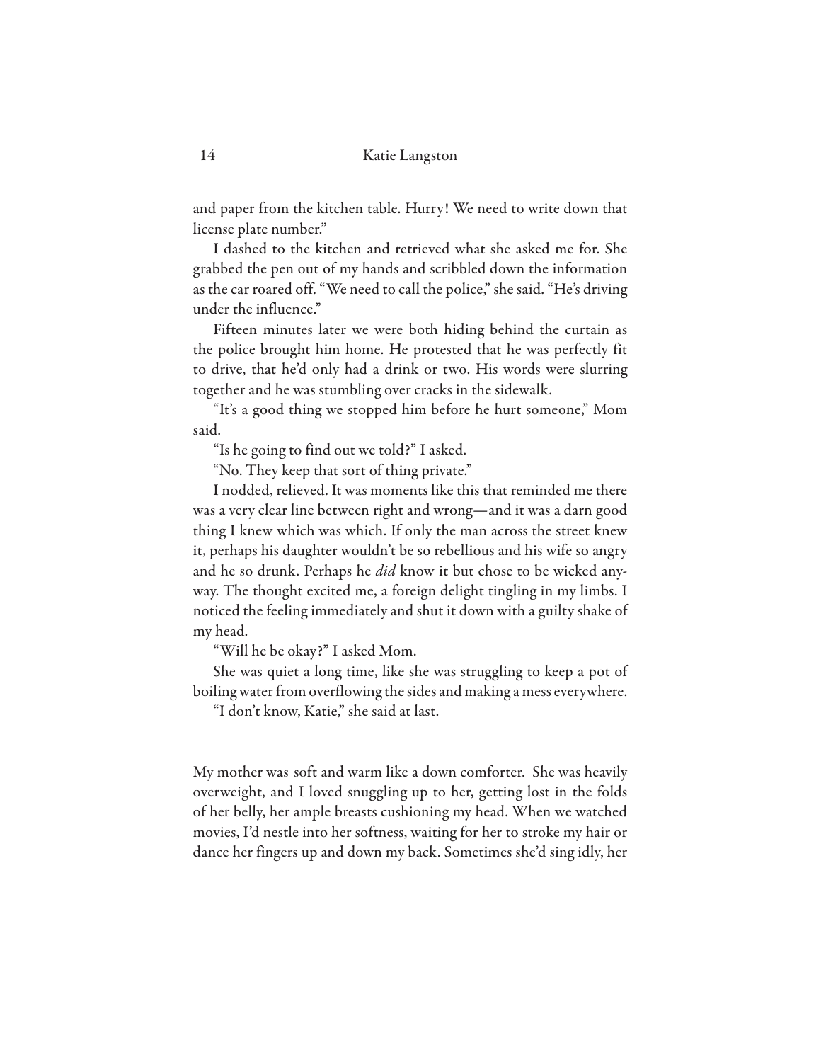and paper from the kitchen table. Hurry! We need to write down that license plate number."

I dashed to the kitchen and retrieved what she asked me for. She grabbed the pen out of my hands and scribbled down the information as the car roared off. "We need to call the police," she said. "He's driving under the influence."

Fifteen minutes later we were both hiding behind the curtain as the police brought him home. He protested that he was perfectly fit to drive, that he'd only had a drink or two. His words were slurring together and he was stumbling over cracks in the sidewalk.

"It's a good thing we stopped him before he hurt someone," Mom said.

"Is he going to find out we told?" I asked.

"No. They keep that sort of thing private."

I nodded, relieved. It was moments like this that reminded me there was a very clear line between right and wrong—and it was a darn good thing I knew which was which. If only the man across the street knew it, perhaps his daughter wouldn't be so rebellious and his wife so angry and he so drunk. Perhaps he *did* know it but chose to be wicked anyway. The thought excited me, a foreign delight tingling in my limbs. I noticed the feeling immediately and shut it down with a guilty shake of my head.

"Will he be okay?" I asked Mom.

She was quiet a long time, like she was struggling to keep a pot of boiling water from overflowing the sides and making a mess everywhere.

"I don't know, Katie," she said at last.

My mother was soft and warm like a down comforter. She was heavily overweight, and I loved snuggling up to her, getting lost in the folds of her belly, her ample breasts cushioning my head. When we watched movies, I'd nestle into her softness, waiting for her to stroke my hair or dance her fingers up and down my back. Sometimes she'd sing idly, her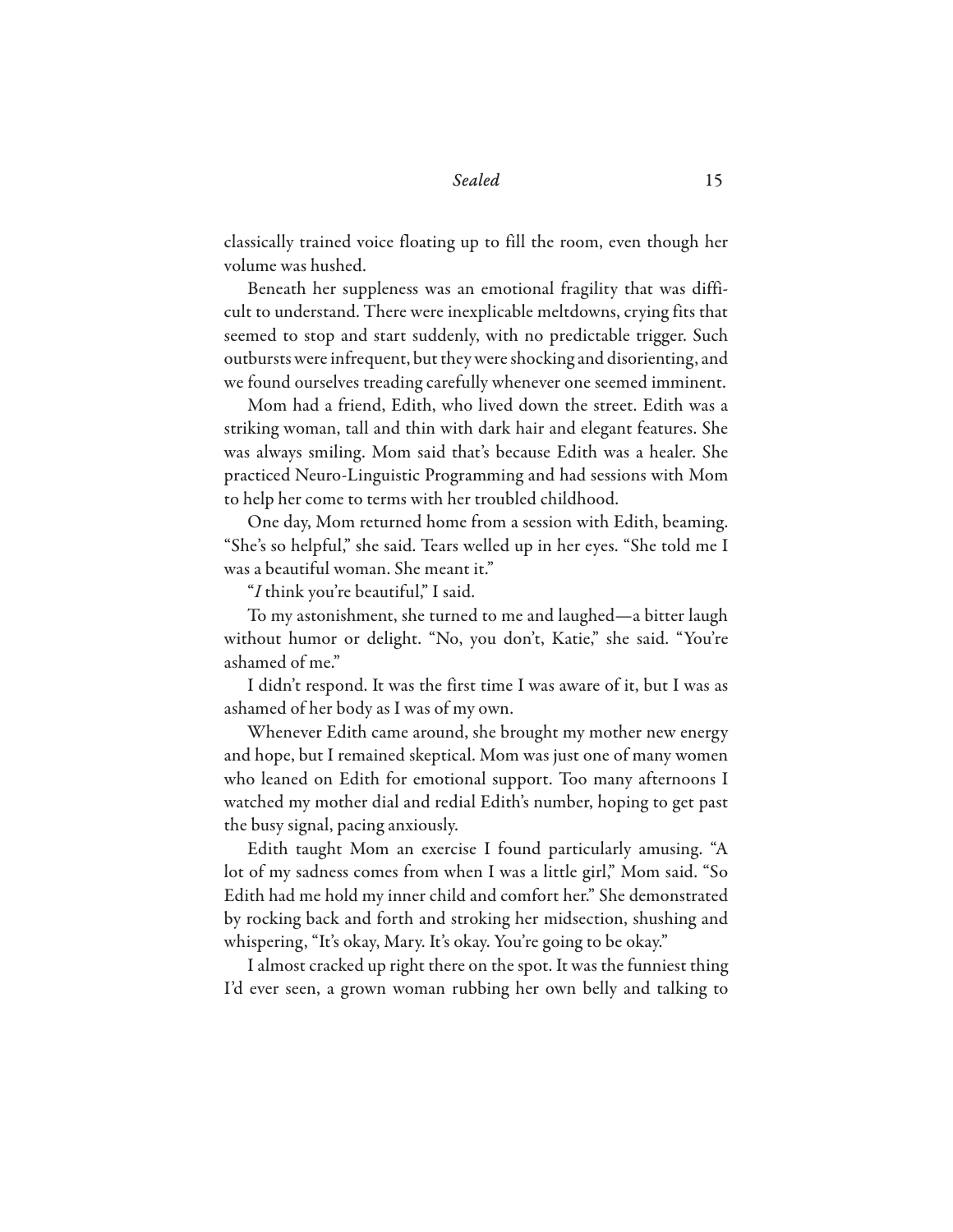classically trained voice floating up to fill the room, even though her volume was hushed.

Beneath her suppleness was an emotional fragility that was difficult to understand. There were inexplicable meltdowns, crying fits that seemed to stop and start suddenly, with no predictable trigger. Such outbursts were infrequent, but they were shocking and disorienting, and we found ourselves treading carefully whenever one seemed imminent.

Mom had a friend, Edith, who lived down the street. Edith was a striking woman, tall and thin with dark hair and elegant features. She was always smiling. Mom said that's because Edith was a healer. She practiced Neuro-Linguistic Programming and had sessions with Mom to help her come to terms with her troubled childhood.

One day, Mom returned home from a session with Edith, beaming. "She's so helpful," she said. Tears welled up in her eyes. "She told me I was a beautiful woman. She meant it."

"*I* think you're beautiful," I said.

To my astonishment, she turned to me and laughed—a bitter laugh without humor or delight. "No, you don't, Katie," she said. "You're ashamed of me."

I didn't respond. It was the first time I was aware of it, but I was as ashamed of her body as I was of my own.

Whenever Edith came around, she brought my mother new energy and hope, but I remained skeptical. Mom was just one of many women who leaned on Edith for emotional support. Too many afternoons I watched my mother dial and redial Edith's number, hoping to get past the busy signal, pacing anxiously.

Edith taught Mom an exercise I found particularly amusing. "A lot of my sadness comes from when I was a little girl," Mom said. "So Edith had me hold my inner child and comfort her." She demonstrated by rocking back and forth and stroking her midsection, shushing and whispering, "It's okay, Mary. It's okay. You're going to be okay."

I almost cracked up right there on the spot. It was the funniest thing I'd ever seen, a grown woman rubbing her own belly and talking to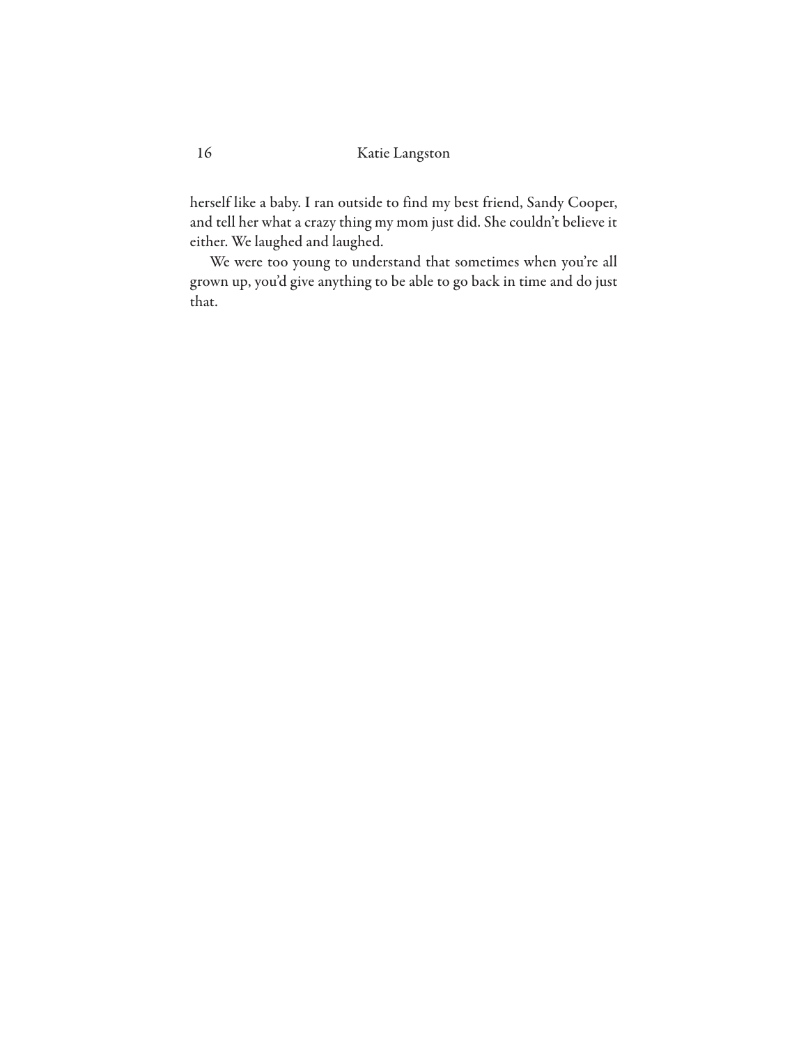herself like a baby. I ran outside to find my best friend, Sandy Cooper, and tell her what a crazy thing my mom just did. She couldn't believe it either. We laughed and laughed.

We were too young to understand that sometimes when you're all grown up, you'd give anything to be able to go back in time and do just that.